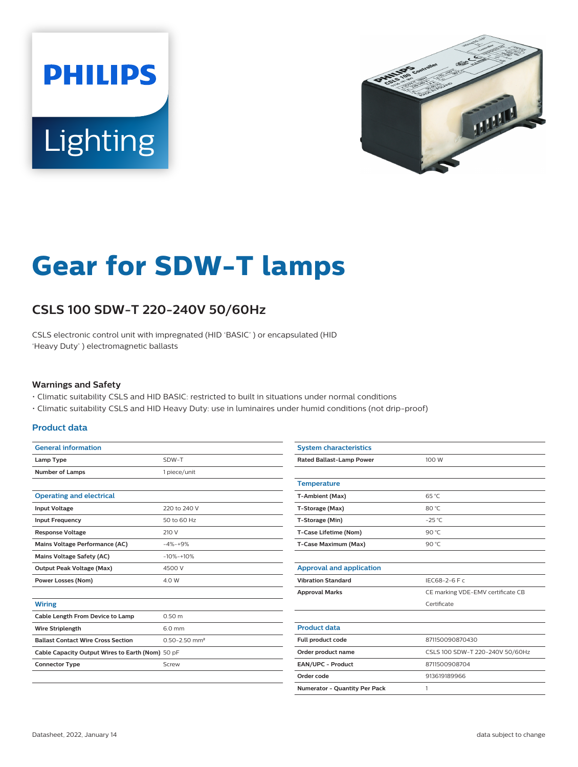# Gear for SDW-T lamps

## CSLS 100 SDW-T 220-240V 50/60Hz

CSLS electronic control unit with impregnated (HID 'BASIC' ) or encapsulated (HID 'Heavy Duty' ) electromagnetic ballasts

### Warnings and Safety

- Climatic suitability CSLS and HID BASIC: restricted to built in situations under normal conditions
- Climatic suitability CSLS and HID Heavy Duty: use in luminaires under humid conditions (not drip-proof)

### Product data

| General information | |
|---|---|
| **Lamp Type** | SDW-T |
| **Number of Lamps** | 1 piece/unit |

| Operating and electrical | |
|---|---|
| **Input Voltage** | 220 to 240 V |
| **Input Frequency** | 50 to 60 Hz |
| **Response Voltage** | 210 V |
| **Mains Voltage Performance (AC)** | -4%-+9% |
| **Mains Voltage Safety (AC)** | -10%-+10% |
| **Output Peak Voltage (Max)** | 4500 V |
| **Power Losses (Nom)** | 4.0 W |

| Wiring | |
|---|---|
| **Cable Length From Device to Lamp** | 0.50 m |
| **Wire Striplength** | 6.0 mm |
| **Ballast Contact Wire Cross Section** | 0.50-2.50 mm² |
| **Cable Capacity Output Wires to Earth (Nom)** | 50 pF |
| **Connector Type** | Screw |

| System characteristics | |
|---|---|
| **Rated Ballast-Lamp Power** | 100 W |

| Temperature | |
|---|---|
| **T-Ambient (Max)** | 65 °C |
| **T-Storage (Max)** | 80 °C |
| **T-Storage (Min)** | -25 °C |
| **T-Case Lifetime (Nom)** | 90 °C |
| **T-Case Maximum (Max)** | 90 °C |

| Approval and application | |
|---|---|
| **Vibration Standard** | IEC68-2-6 F c |
| **Approval Marks** | CE marking VDE-EMV certificate CB Certificate |

| Product data | |
|---|---|
| **Full product code** | 871150090870430 |
| **Order product name** | CSLS 100 SDW-T 220-240V 50/60Hz |
| **EAN/UPC - Product** | 8711500908704 |
| **Order code** | 913619189966 |
| **Numerator - Quantity Per Pack** | 1 |

Datasheet, 2022, January 14

data subject to change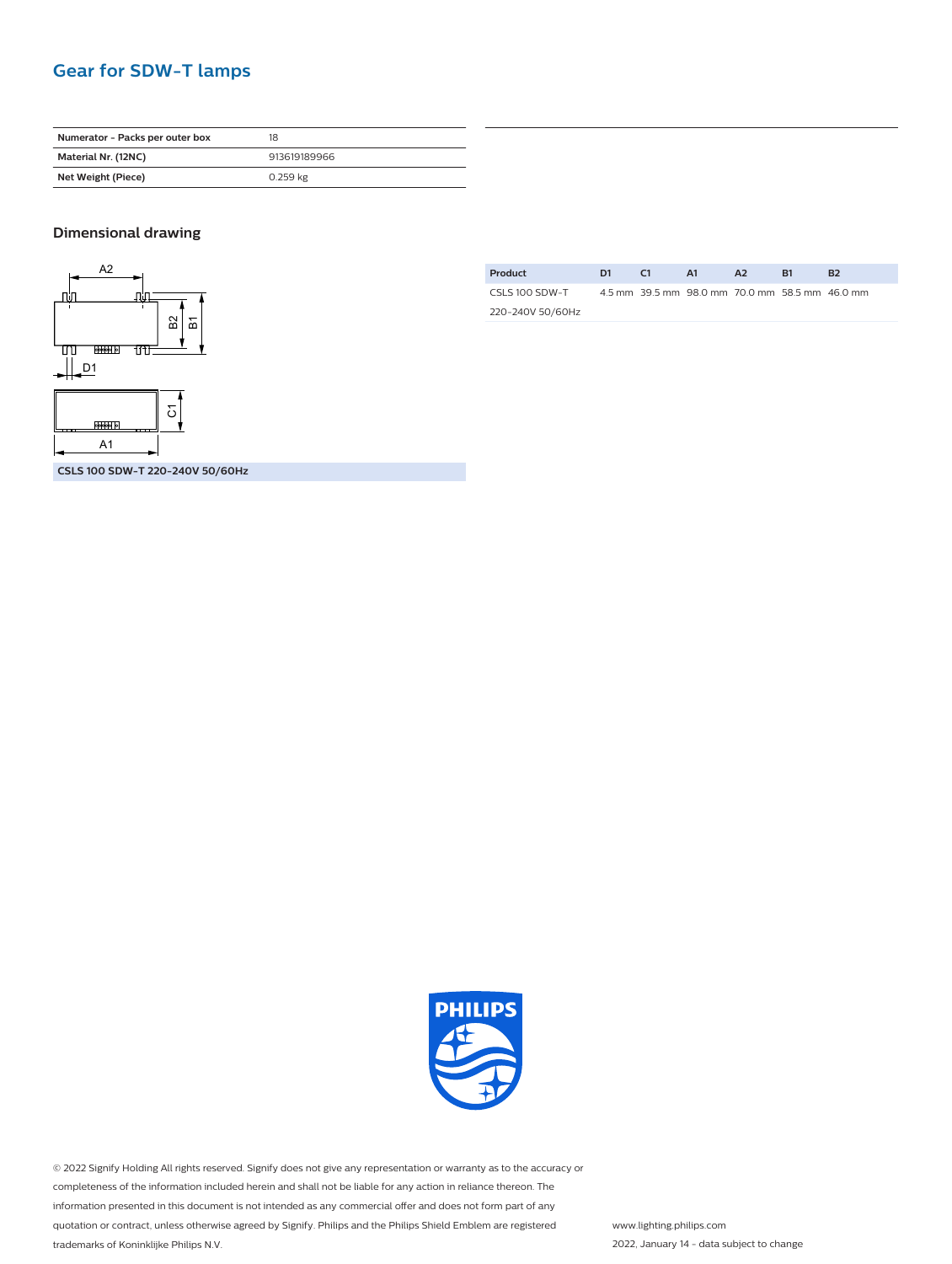# Gear for SDW-T lamps

| | |
|---|---|
| **Numerator - Packs per outer box** | 18 |
| **Material Nr. (12NC)** | 913619189966 |
| **Net Weight (Piece)** | 0.259 kg |

## Dimensional drawing

A2

B2

B1

D1

C1

A1

**CSLS 100 SDW-T 220-240V 50/60Hz**

| Product | D1 | C1 | A1 | A2 | B1 | B2 |
|---|---|---|---|---|---|---|
| CSLS 100 SDW-T 220-240V 50/60Hz | 4.5 mm | 39.5 mm | 98.0 mm | 70.0 mm | 58.5 mm | 46.0 mm |

© 2022 Signify Holding All rights reserved. Signify does not give any representation or warranty as to the accuracy or completeness of the information included herein and shall not be liable for any action in reliance thereon. The information presented in this document is not intended as any commercial offer and does not form part of any quotation or contract, unless otherwise agreed by Signify. Philips and the Philips Shield Emblem are registered trademarks of Koninklijke Philips N.V.

www.lighting.philips.com

2022, January 14 - data subject to change